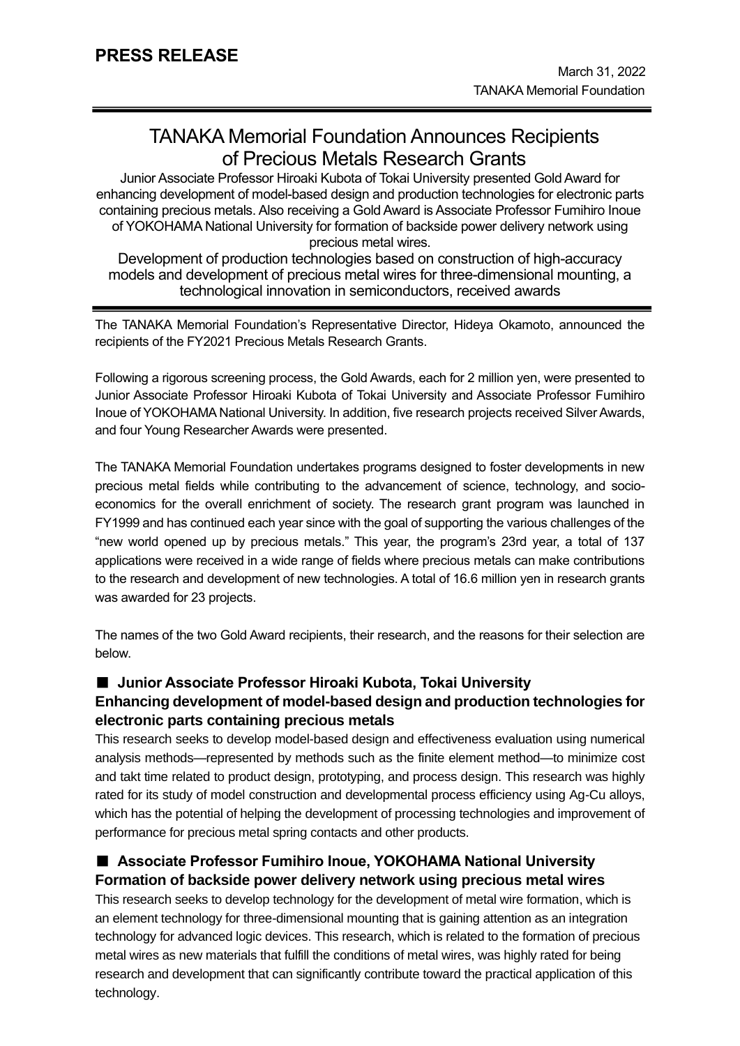**PRESS RELEASE**

March 31, 2022
TANAKA Memorial Foundation

# TANAKA Memorial Foundation Announces Recipients of Precious Metals Research Grants

Junior Associate Professor Hiroaki Kubota of Tokai University presented Gold Award for enhancing development of model-based design and production technologies for electronic parts containing precious metals. Also receiving a Gold Award is Associate Professor Fumihiro Inoue of YOKOHAMA National University for formation of backside power delivery network using precious metal wires.

Development of production technologies based on construction of high-accuracy models and development of precious metal wires for three-dimensional mounting, a technological innovation in semiconductors, received awards

The TANAKA Memorial Foundation's Representative Director, Hideya Okamoto, announced the recipients of the FY2021 Precious Metals Research Grants.

Following a rigorous screening process, the Gold Awards, each for 2 million yen, were presented to Junior Associate Professor Hiroaki Kubota of Tokai University and Associate Professor Fumihiro Inoue of YOKOHAMA National University. In addition, five research projects received Silver Awards, and four Young Researcher Awards were presented.

The TANAKA Memorial Foundation undertakes programs designed to foster developments in new precious metal fields while contributing to the advancement of science, technology, and socio-economics for the overall enrichment of society. The research grant program was launched in FY1999 and has continued each year since with the goal of supporting the various challenges of the "new world opened up by precious metals." This year, the program's 23rd year, a total of 137 applications were received in a wide range of fields where precious metals can make contributions to the research and development of new technologies. A total of 16.6 million yen in research grants was awarded for 23 projects.

The names of the two Gold Award recipients, their research, and the reasons for their selection are below.

### ■ Junior Associate Professor Hiroaki Kubota, Tokai University
### Enhancing development of model-based design and production technologies for electronic parts containing precious metals

This research seeks to develop model-based design and effectiveness evaluation using numerical analysis methods—represented by methods such as the finite element method—to minimize cost and takt time related to product design, prototyping, and process design. This research was highly rated for its study of model construction and developmental process efficiency using Ag-Cu alloys, which has the potential of helping the development of processing technologies and improvement of performance for precious metal spring contacts and other products.

### ■ Associate Professor Fumihiro Inoue, YOKOHAMA National University
### Formation of backside power delivery network using precious metal wires

This research seeks to develop technology for the development of metal wire formation, which is an element technology for three-dimensional mounting that is gaining attention as an integration technology for advanced logic devices. This research, which is related to the formation of precious metal wires as new materials that fulfill the conditions of metal wires, was highly rated for being research and development that can significantly contribute toward the practical application of this technology.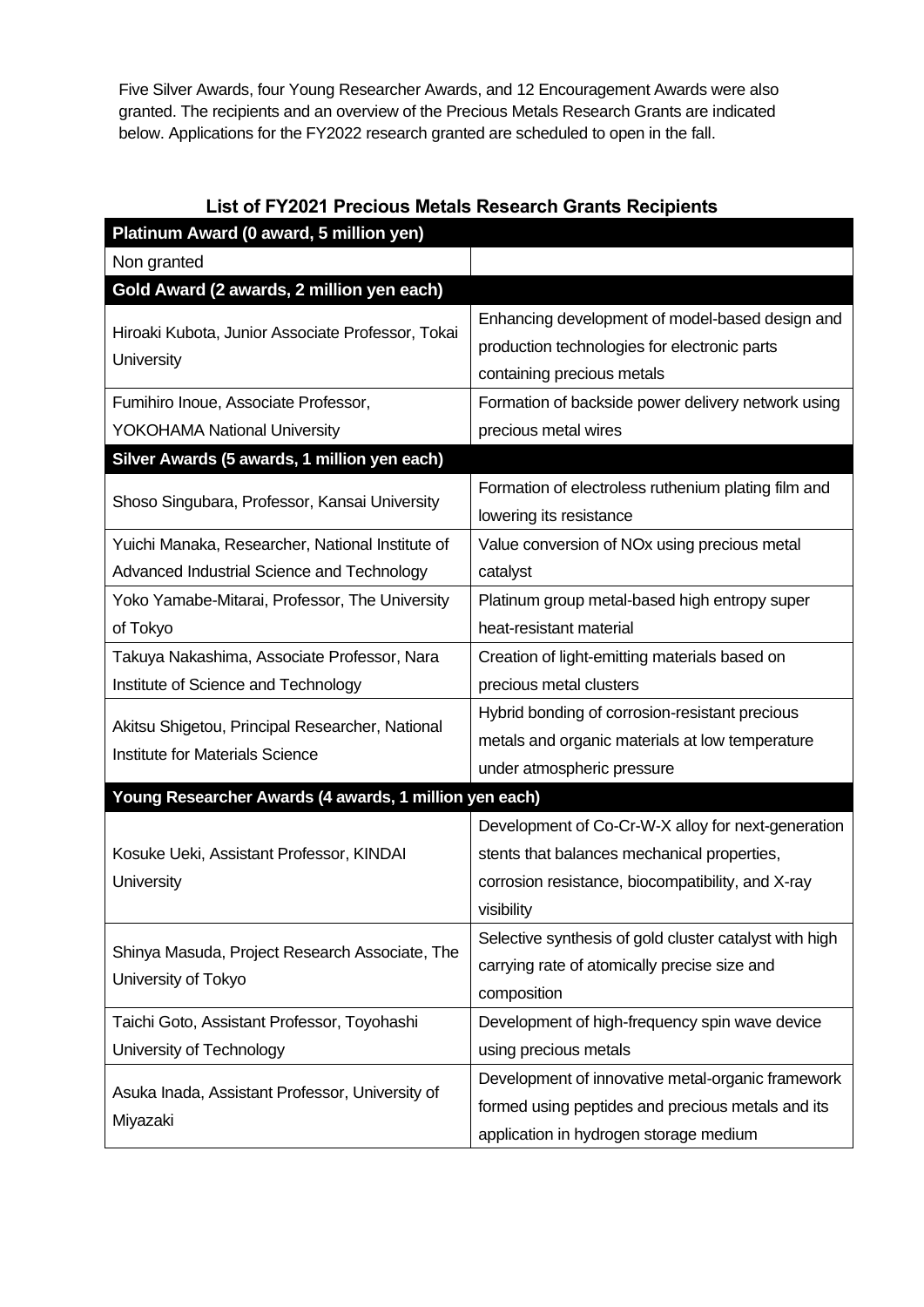Five Silver Awards, four Young Researcher Awards, and 12 Encouragement Awards were also granted. The recipients and an overview of the Precious Metals Research Grants are indicated below. Applications for the FY2022 research granted are scheduled to open in the fall.

## List of FY2021 Precious Metals Research Grants Recipients

| **Platinum Award (0 award, 5 million yen)** | |
|---|---|
| Non granted | |
| **Gold Award (2 awards, 2 million yen each)** | |
| Hiroaki Kubota, Junior Associate Professor, Tokai University | Enhancing development of model-based design and production technologies for electronic parts containing precious metals |
| Fumihiro Inoue, Associate Professor, YOKOHAMA National University | Formation of backside power delivery network using precious metal wires |
| **Silver Awards (5 awards, 1 million yen each)** | |
| Shoso Singubara, Professor, Kansai University | Formation of electroless ruthenium plating film and lowering its resistance |
| Yuichi Manaka, Researcher, National Institute of Advanced Industrial Science and Technology | Value conversion of NOx using precious metal catalyst |
| Yoko Yamabe-Mitarai, Professor, The University of Tokyo | Platinum group metal-based high entropy super heat-resistant material |
| Takuya Nakashima, Associate Professor, Nara Institute of Science and Technology | Creation of light-emitting materials based on precious metal clusters |
| Akitsu Shigetou, Principal Researcher, National Institute for Materials Science | Hybrid bonding of corrosion-resistant precious metals and organic materials at low temperature under atmospheric pressure |
| **Young Researcher Awards (4 awards, 1 million yen each)** | |
| Kosuke Ueki, Assistant Professor, KINDAI University | Development of Co-Cr-W-X alloy for next-generation stents that balances mechanical properties, corrosion resistance, biocompatibility, and X-ray visibility |
| Shinya Masuda, Project Research Associate, The University of Tokyo | Selective synthesis of gold cluster catalyst with high carrying rate of atomically precise size and composition |
| Taichi Goto, Assistant Professor, Toyohashi University of Technology | Development of high-frequency spin wave device using precious metals |
| Asuka Inada, Assistant Professor, University of Miyazaki | Development of innovative metal-organic framework formed using peptides and precious metals and its application in hydrogen storage medium |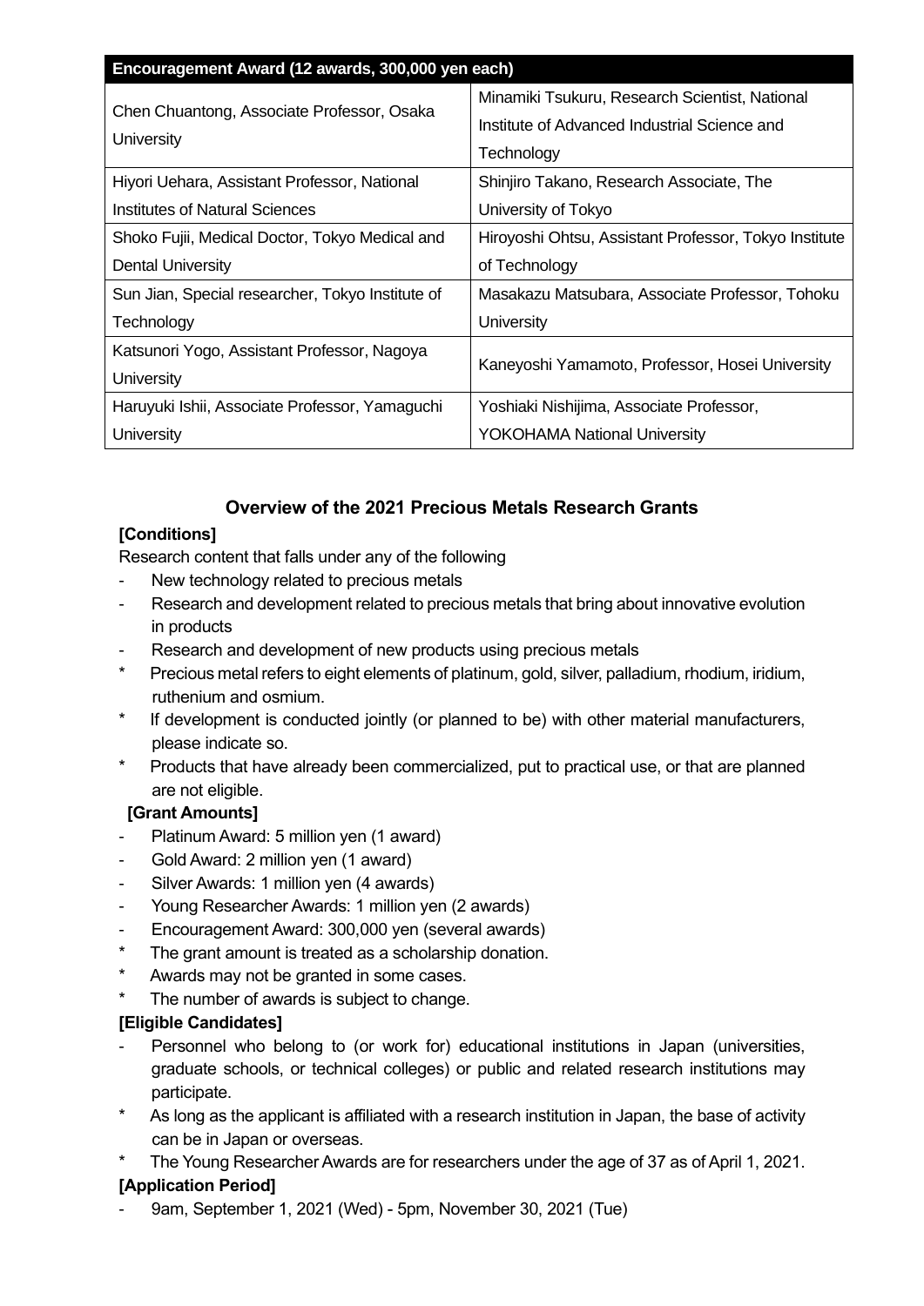| Encouragement Award (12 awards, 300,000 yen each) | |
|---|---|
| Chen Chuantong, Associate Professor, Osaka University | Minamiki Tsukuru, Research Scientist, National Institute of Advanced Industrial Science and Technology |
| Hiyori Uehara, Assistant Professor, National Institutes of Natural Sciences | Shinjiro Takano, Research Associate, The University of Tokyo |
| Shoko Fujii, Medical Doctor, Tokyo Medical and Dental University | Hiroyoshi Ohtsu, Assistant Professor, Tokyo Institute of Technology |
| Sun Jian, Special researcher, Tokyo Institute of Technology | Masakazu Matsubara, Associate Professor, Tohoku University |
| Katsunori Yogo, Assistant Professor, Nagoya University | Kaneyoshi Yamamoto, Professor, Hosei University |
| Haruyuki Ishii, Associate Professor, Yamaguchi University | Yoshiaki Nishijima, Associate Professor, YOKOHAMA National University |

## Overview of the 2021 Precious Metals Research Grants

**[Conditions]**

Research content that falls under any of the following

- New technology related to precious metals
- Research and development related to precious metals that bring about innovative evolution in products
- Research and development of new products using precious metals

\* Precious metal refers to eight elements of platinum, gold, silver, palladium, rhodium, iridium, ruthenium and osmium.

\* If development is conducted jointly (or planned to be) with other material manufacturers, please indicate so.

\* Products that have already been commercialized, put to practical use, or that are planned are not eligible.

**[Grant Amounts]**

- Platinum Award: 5 million yen (1 award)
- Gold Award: 2 million yen (1 award)
- Silver Awards: 1 million yen (4 awards)
- Young Researcher Awards: 1 million yen (2 awards)
- Encouragement Award: 300,000 yen (several awards)

\* The grant amount is treated as a scholarship donation.

\* Awards may not be granted in some cases.

\* The number of awards is subject to change.

**[Eligible Candidates]**

- Personnel who belong to (or work for) educational institutions in Japan (universities, graduate schools, or technical colleges) or public and related research institutions may participate.

\* As long as the applicant is affiliated with a research institution in Japan, the base of activity can be in Japan or overseas.

\* The Young Researcher Awards are for researchers under the age of 37 as of April 1, 2021.

**[Application Period]**

- 9am, September 1, 2021 (Wed) - 5pm, November 30, 2021 (Tue)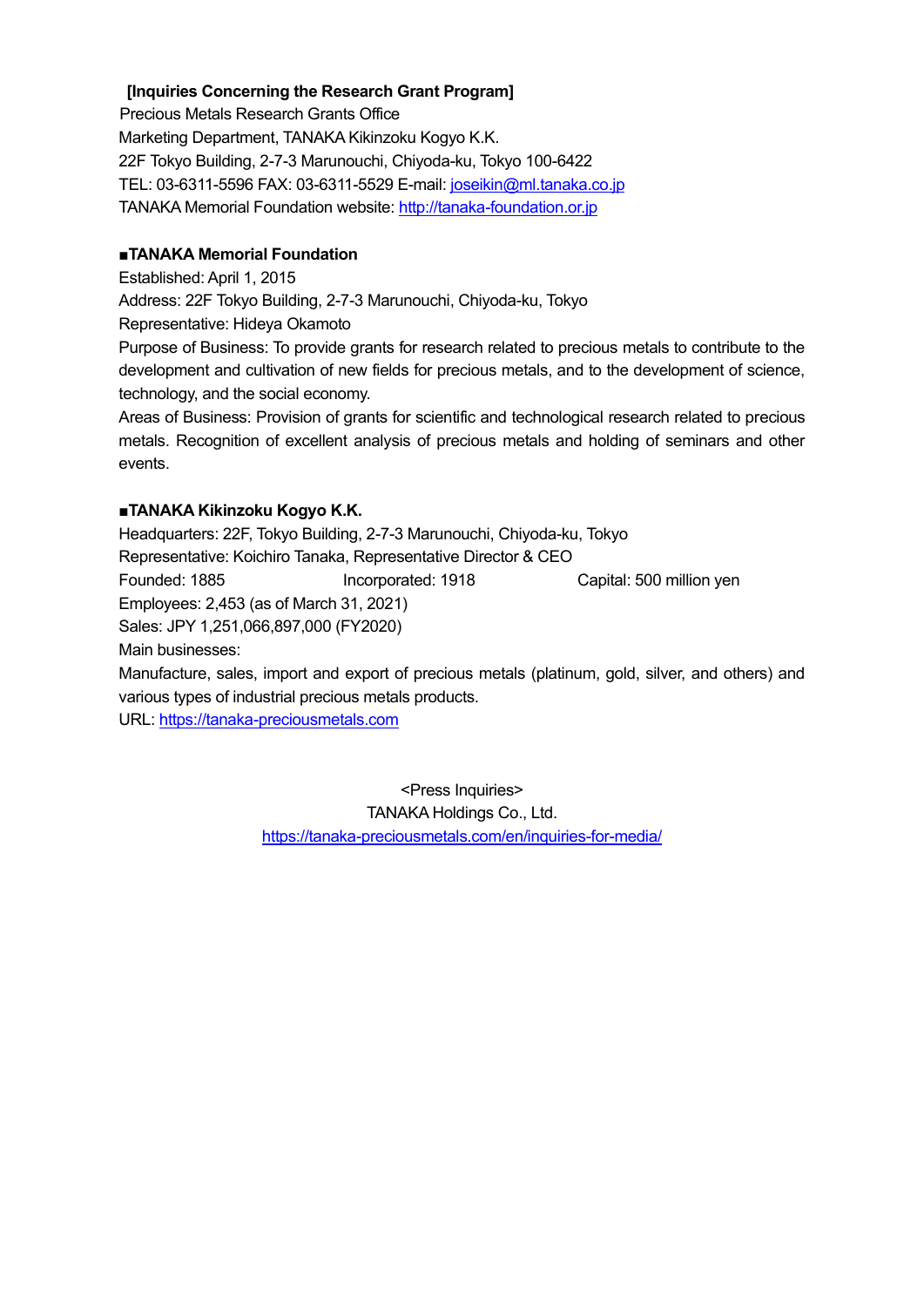**[Inquiries Concerning the Research Grant Program]**

Precious Metals Research Grants Office
Marketing Department, TANAKA Kikinzoku Kogyo K.K.
22F Tokyo Building, 2-7-3 Marunouchi, Chiyoda-ku, Tokyo 100-6422
TEL: 03-6311-5596 FAX: 03-6311-5529 E-mail: joseikin@ml.tanaka.co.jp
TANAKA Memorial Foundation website: http://tanaka-foundation.or.jp

**■TANAKA Memorial Foundation**

Established: April 1, 2015
Address: 22F Tokyo Building, 2-7-3 Marunouchi, Chiyoda-ku, Tokyo
Representative: Hideya Okamoto
Purpose of Business: To provide grants for research related to precious metals to contribute to the development and cultivation of new fields for precious metals, and to the development of science, technology, and the social economy.
Areas of Business: Provision of grants for scientific and technological research related to precious metals. Recognition of excellent analysis of precious metals and holding of seminars and other events.

**■TANAKA Kikinzoku Kogyo K.K.**

Headquarters: 22F, Tokyo Building, 2-7-3 Marunouchi, Chiyoda-ku, Tokyo
Representative: Koichiro Tanaka, Representative Director & CEO
Founded: 1885 Incorporated: 1918 Capital: 500 million yen
Employees: 2,453 (as of March 31, 2021)
Sales: JPY 1,251,066,897,000 (FY2020)
Main businesses:
Manufacture, sales, import and export of precious metals (platinum, gold, silver, and others) and various types of industrial precious metals products.
URL: https://tanaka-preciousmetals.com

<Press Inquiries>
TANAKA Holdings Co., Ltd.
https://tanaka-preciousmetals.com/en/inquiries-for-media/